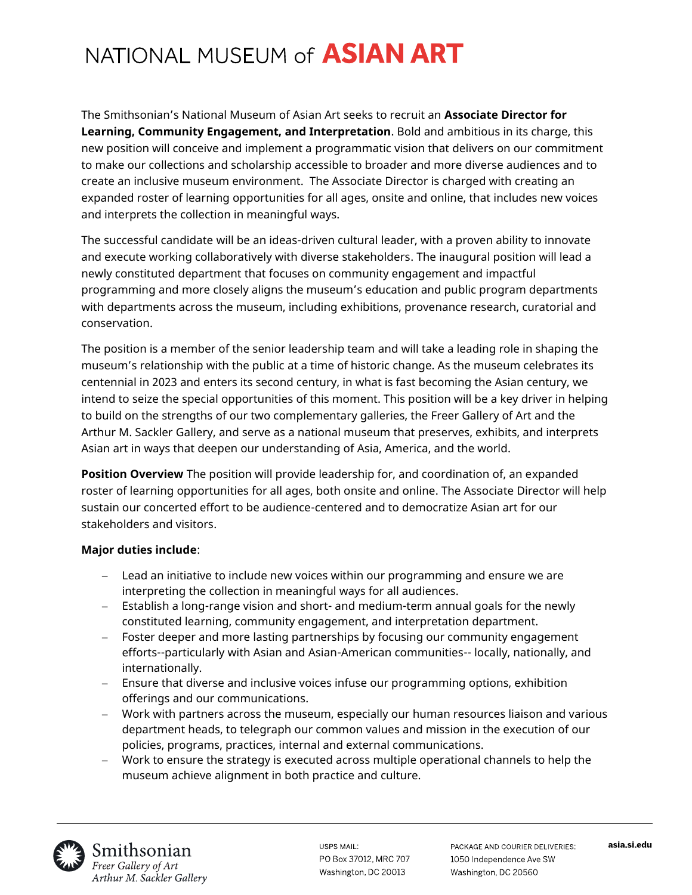# NATIONAL MUSEUM of ASIAN ART

The Smithsonian's National Museum of Asian Art seeks to recruit an **Associate Director for Learning, Community Engagement, and Interpretation**. Bold and ambitious in its charge, this new position will conceive and implement a programmatic vision that delivers on our commitment to make our collections and scholarship accessible to broader and more diverse audiences and to create an inclusive museum environment. The Associate Director is charged with creating an expanded roster of learning opportunities for all ages, onsite and online, that includes new voices and interprets the collection in meaningful ways.

The successful candidate will be an ideas-driven cultural leader, with a proven ability to innovate and execute working collaboratively with diverse stakeholders. The inaugural position will lead a newly constituted department that focuses on community engagement and impactful programming and more closely aligns the museum's education and public program departments with departments across the museum, including exhibitions, provenance research, curatorial and conservation.

The position is a member of the senior leadership team and will take a leading role in shaping the museum's relationship with the public at a time of historic change. As the museum celebrates its centennial in 2023 and enters its second century, in what is fast becoming the Asian century, we intend to seize the special opportunities of this moment. This position will be a key driver in helping to build on the strengths of our two complementary galleries, the Freer Gallery of Art and the Arthur M. Sackler Gallery, and serve as a national museum that preserves, exhibits, and interprets Asian art in ways that deepen our understanding of Asia, America, and the world.

**Position Overview** The position will provide leadership for, and coordination of, an expanded roster of learning opportunities for all ages, both onsite and online. The Associate Director will help sustain our concerted effort to be audience-centered and to democratize Asian art for our stakeholders and visitors.

**Major duties include**:

- Lead an initiative to include new voices within our programming and ensure we are interpreting the collection in meaningful ways for all audiences.
- Establish a long-range vision and short- and medium-term annual goals for the newly constituted learning, community engagement, and interpretation department.
- Foster deeper and more lasting partnerships by focusing our community engagement efforts--particularly with Asian and Asian-American communities-- locally, nationally, and internationally.
- Ensure that diverse and inclusive voices infuse our programming options, exhibition offerings and our communications.
- Work with partners across the museum, especially our human resources liaison and various department heads, to telegraph our common values and mission in the execution of our policies, programs, practices, internal and external communications.
- Work to ensure the strategy is executed across multiple operational channels to help the museum achieve alignment in both practice and culture.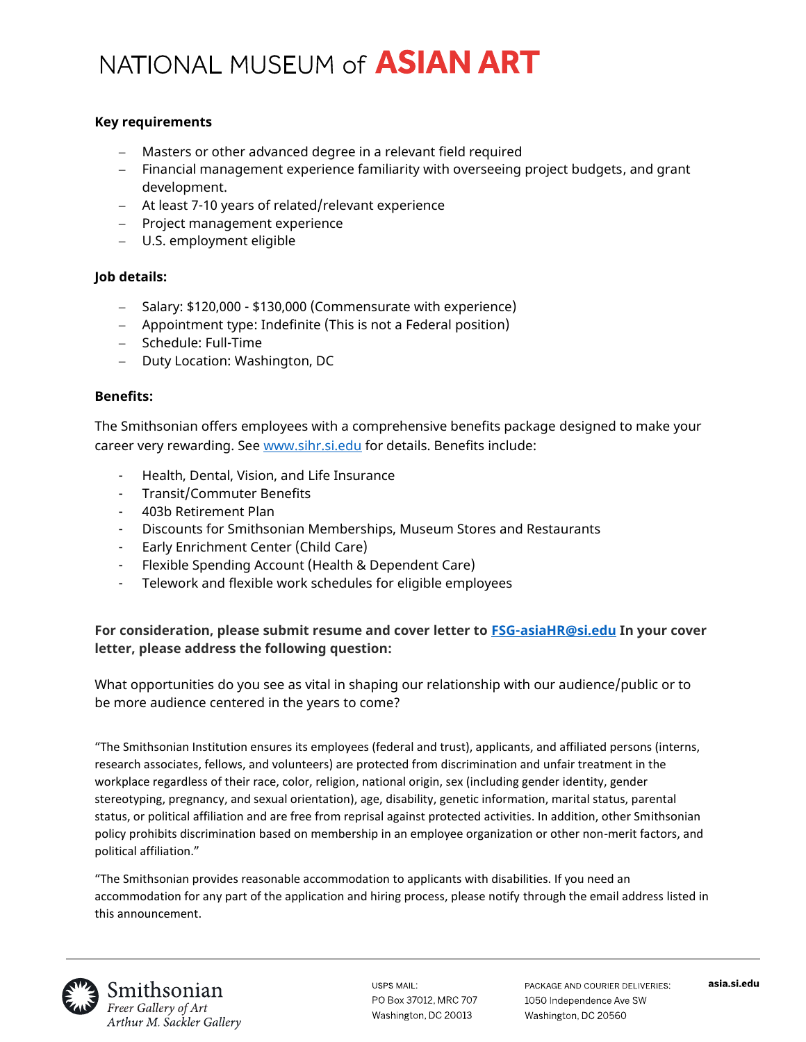**Key requirements**

- Masters or other advanced degree in a relevant field required
- Financial management experience familiarity with overseeing project budgets, and grant development.
- At least 7-10 years of related/relevant experience
- Project management experience
- U.S. employment eligible

**Job details:**

- Salary: $120,000 - $130,000 (Commensurate with experience)
- Appointment type: Indefinite (This is not a Federal position)
- Schedule: Full-Time
- Duty Location: Washington, DC

**Benefits:**

The Smithsonian offers employees with a comprehensive benefits package designed to make your career very rewarding. See www.sihr.si.edu for details. Benefits include:

- Health, Dental, Vision, and Life Insurance
- Transit/Commuter Benefits
- 403b Retirement Plan
- Discounts for Smithsonian Memberships, Museum Stores and Restaurants
- Early Enrichment Center (Child Care)
- Flexible Spending Account (Health & Dependent Care)
- Telework and flexible work schedules for eligible employees

**For consideration, please submit resume and cover letter to FSG-asiaHR@si.edu In your cover letter, please address the following question:**

What opportunities do you see as vital in shaping our relationship with our audience/public or to be more audience centered in the years to come?

"The Smithsonian Institution ensures its employees (federal and trust), applicants, and affiliated persons (interns, research associates, fellows, and volunteers) are protected from discrimination and unfair treatment in the workplace regardless of their race, color, religion, national origin, sex (including gender identity, gender stereotyping, pregnancy, and sexual orientation), age, disability, genetic information, marital status, parental status, or political affiliation and are free from reprisal against protected activities. In addition, other Smithsonian policy prohibits discrimination based on membership in an employee organization or other non-merit factors, and political affiliation."

"The Smithsonian provides reasonable accommodation to applicants with disabilities. If you need an accommodation for any part of the application and hiring process, please notify through the email address listed in this announcement.